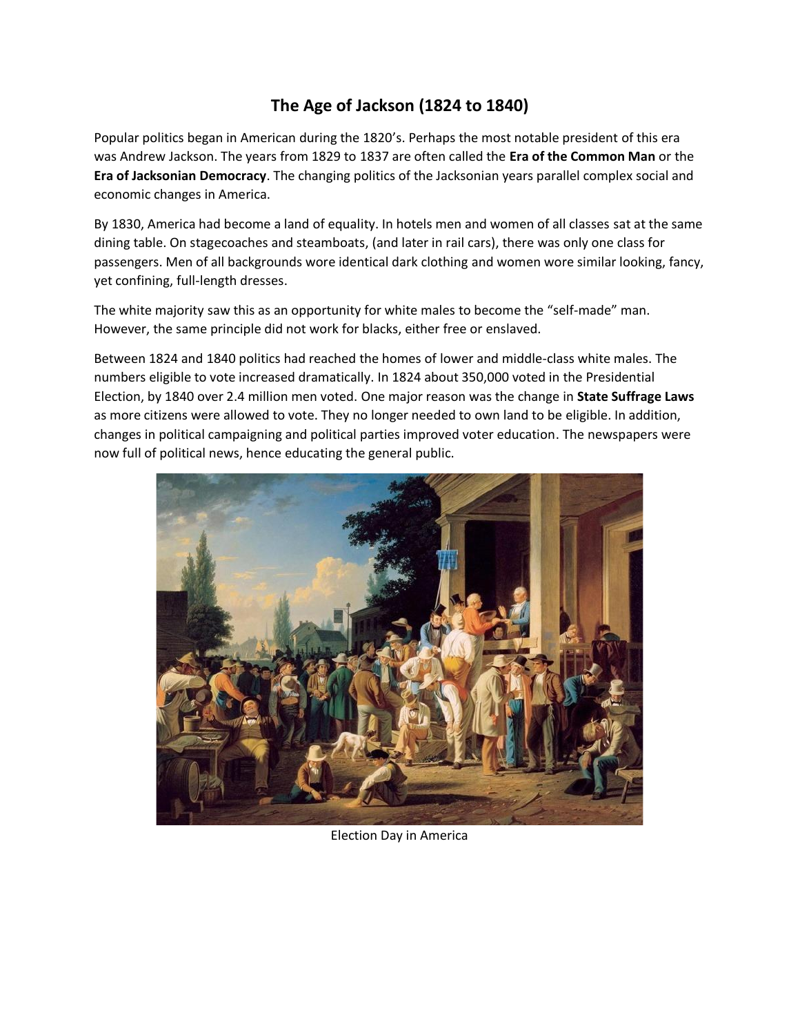# The Age of Jackson (1824 to 1840)

Popular politics began in American during the 1820's. Perhaps the most notable president of this era was Andrew Jackson. The years from 1829 to 1837 are often called the **Era of the Common Man** or the **Era of Jacksonian Democracy**. The changing politics of the Jacksonian years parallel complex social and economic changes in America.

By 1830, America had become a land of equality. In hotels men and women of all classes sat at the same dining table. On stagecoaches and steamboats, (and later in rail cars), there was only one class for passengers. Men of all backgrounds wore identical dark clothing and women wore similar looking, fancy, yet confining, full-length dresses.

The white majority saw this as an opportunity for white males to become the "self-made" man. However, the same principle did not work for blacks, either free or enslaved.

Between 1824 and 1840 politics had reached the homes of lower and middle-class white males. The numbers eligible to vote increased dramatically. In 1824 about 350,000 voted in the Presidential Election, by 1840 over 2.4 million men voted. One major reason was the change in **State Suffrage Laws** as more citizens were allowed to vote. They no longer needed to own land to be eligible. In addition, changes in political campaigning and political parties improved voter education. The newspapers were now full of political news, hence educating the general public.

Election Day in America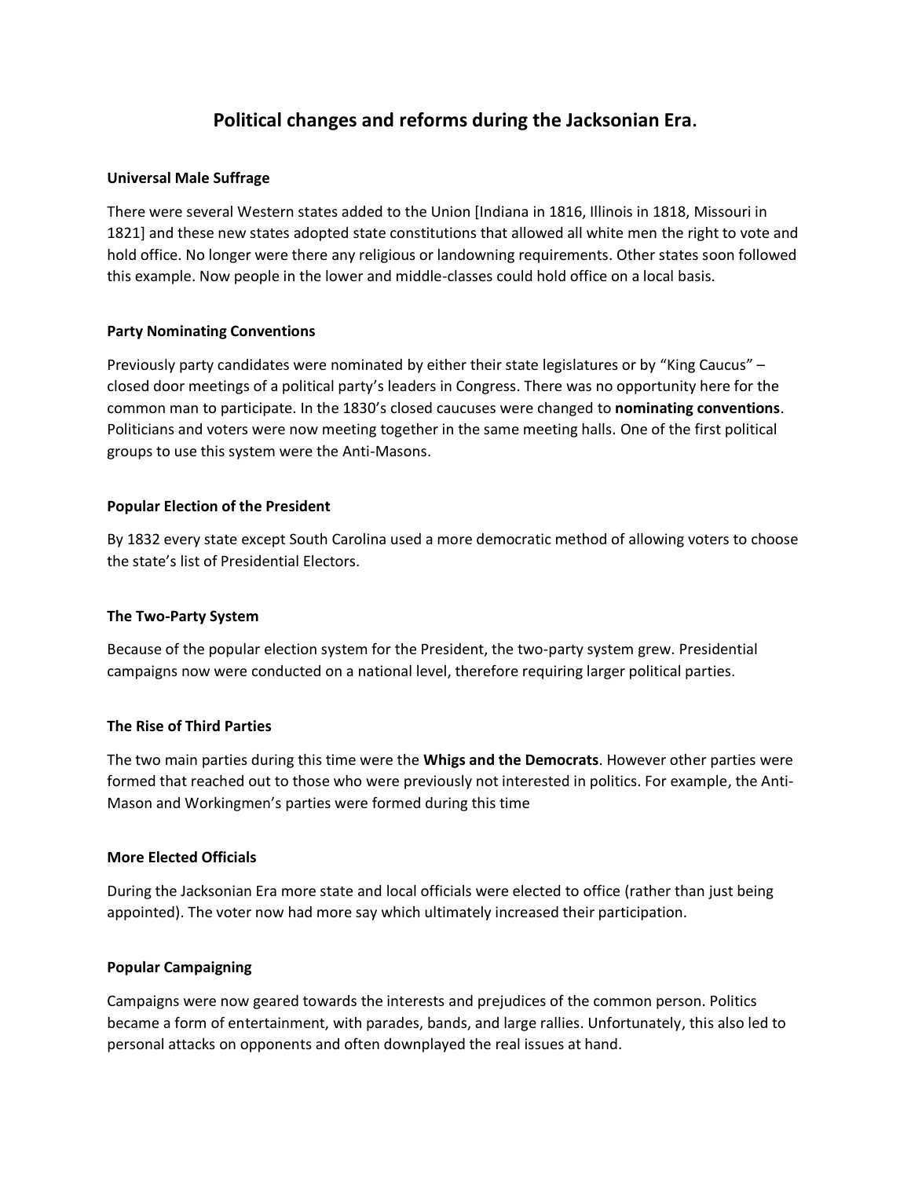# Political changes and reforms during the Jacksonian Era.

**Universal Male Suffrage**

There were several Western states added to the Union [Indiana in 1816, Illinois in 1818, Missouri in 1821] and these new states adopted state constitutions that allowed all white men the right to vote and hold office. No longer were there any religious or landowning requirements. Other states soon followed this example. Now people in the lower and middle-classes could hold office on a local basis.

**Party Nominating Conventions**

Previously party candidates were nominated by either their state legislatures or by "King Caucus" – closed door meetings of a political party's leaders in Congress. There was no opportunity here for the common man to participate. In the 1830's closed caucuses were changed to **nominating conventions**. Politicians and voters were now meeting together in the same meeting halls. One of the first political groups to use this system were the Anti-Masons.

**Popular Election of the President**

By 1832 every state except South Carolina used a more democratic method of allowing voters to choose the state's list of Presidential Electors.

**The Two-Party System**

Because of the popular election system for the President, the two-party system grew. Presidential campaigns now were conducted on a national level, therefore requiring larger political parties.

**The Rise of Third Parties**

The two main parties during this time were the **Whigs and the Democrats**. However other parties were formed that reached out to those who were previously not interested in politics. For example, the Anti-Mason and Workingmen's parties were formed during this time

**More Elected Officials**

During the Jacksonian Era more state and local officials were elected to office (rather than just being appointed). The voter now had more say which ultimately increased their participation.

**Popular Campaigning**

Campaigns were now geared towards the interests and prejudices of the common person. Politics became a form of entertainment, with parades, bands, and large rallies. Unfortunately, this also led to personal attacks on opponents and often downplayed the real issues at hand.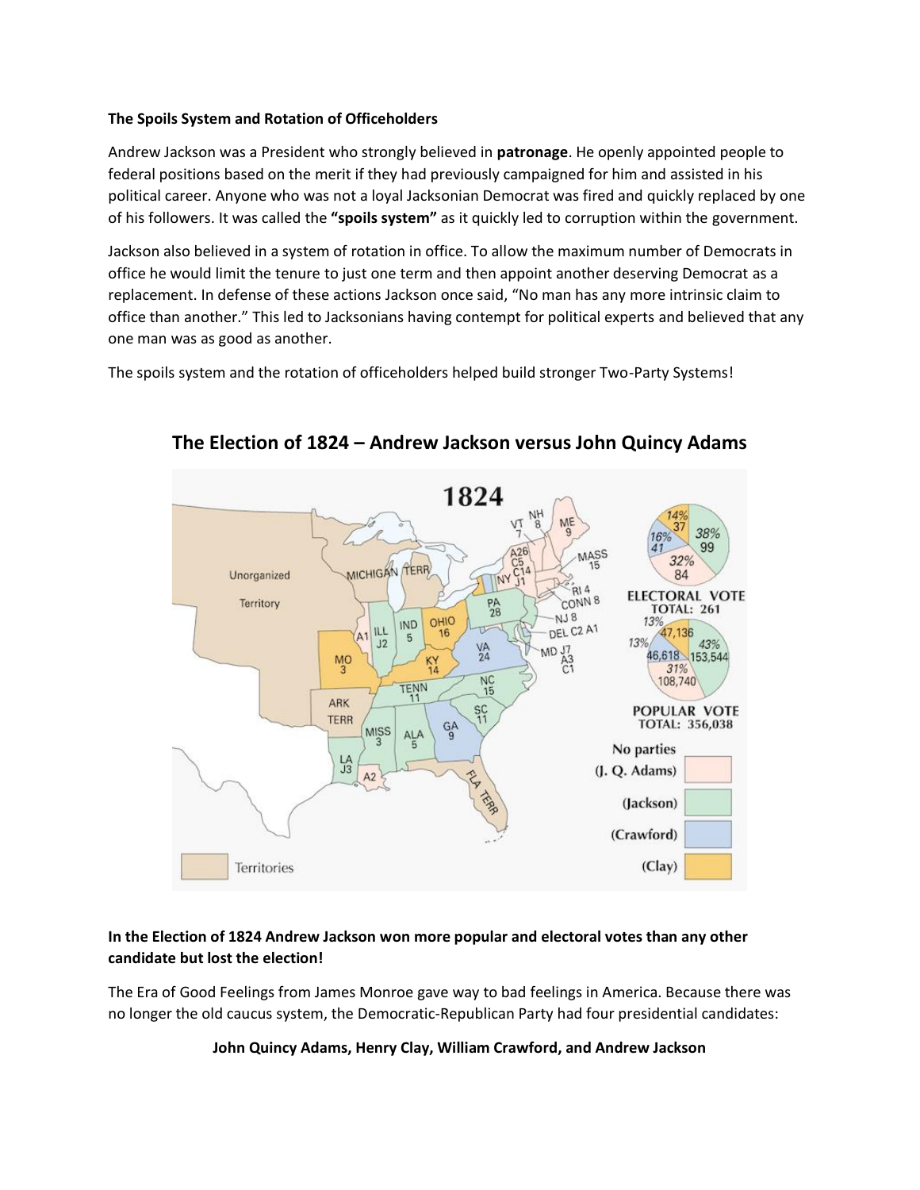**The Spoils System and Rotation of Officeholders**

Andrew Jackson was a President who strongly believed in **patronage**. He openly appointed people to federal positions based on the merit if they had previously campaigned for him and assisted in his political career. Anyone who was not a loyal Jacksonian Democrat was fired and quickly replaced by one of his followers. It was called the **"spoils system"** as it quickly led to corruption within the government.

Jackson also believed in a system of rotation in office. To allow the maximum number of Democrats in office he would limit the tenure to just one term and then appoint another deserving Democrat as a replacement. In defense of these actions Jackson once said, "No man has any more intrinsic claim to office than another." This led to Jacksonians having contempt for political experts and believed that any one man was as good as another.

The spoils system and the rotation of officeholders helped build stronger Two-Party Systems!

## The Election of 1824 – Andrew Jackson versus John Quincy Adams

**In the Election of 1824 Andrew Jackson won more popular and electoral votes than any other candidate but lost the election!**

The Era of Good Feelings from James Monroe gave way to bad feelings in America. Because there was no longer the old caucus system, the Democratic-Republican Party had four presidential candidates:

**John Quincy Adams, Henry Clay, William Crawford, and Andrew Jackson**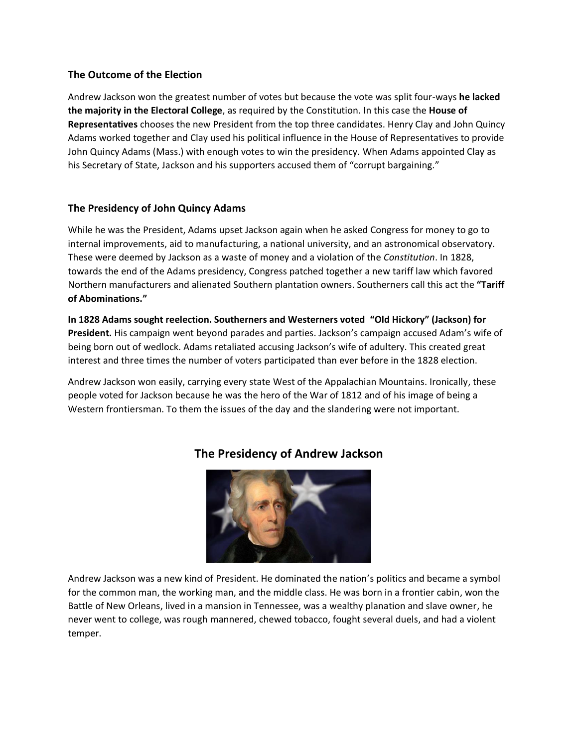### The Outcome of the Election

Andrew Jackson won the greatest number of votes but because the vote was split four-ways **he lacked the majority in the Electoral College**, as required by the Constitution. In this case the **House of Representatives** chooses the new President from the top three candidates. Henry Clay and John Quincy Adams worked together and Clay used his political influence in the House of Representatives to provide John Quincy Adams (Mass.) with enough votes to win the presidency. When Adams appointed Clay as his Secretary of State, Jackson and his supporters accused them of "corrupt bargaining."

### The Presidency of John Quincy Adams

While he was the President, Adams upset Jackson again when he asked Congress for money to go to internal improvements, aid to manufacturing, a national university, and an astronomical observatory. These were deemed by Jackson as a waste of money and a violation of the *Constitution*. In 1828, towards the end of the Adams presidency, Congress patched together a new tariff law which favored Northern manufacturers and alienated Southern plantation owners. Southerners call this act the **"Tariff of Abominations."**

**In 1828 Adams sought reelection. Southerners and Westerners voted "Old Hickory" (Jackson) for President.** His campaign went beyond parades and parties. Jackson's campaign accused Adam's wife of being born out of wedlock. Adams retaliated accusing Jackson's wife of adultery. This created great interest and three times the number of voters participated than ever before in the 1828 election.

Andrew Jackson won easily, carrying every state West of the Appalachian Mountains. Ironically, these people voted for Jackson because he was the hero of the War of 1812 and of his image of being a Western frontiersman. To them the issues of the day and the slandering were not important.

## The Presidency of Andrew Jackson

Andrew Jackson was a new kind of President. He dominated the nation's politics and became a symbol for the common man, the working man, and the middle class. He was born in a frontier cabin, won the Battle of New Orleans, lived in a mansion in Tennessee, was a wealthy planation and slave owner, he never went to college, was rough mannered, chewed tobacco, fought several duels, and had a violent temper.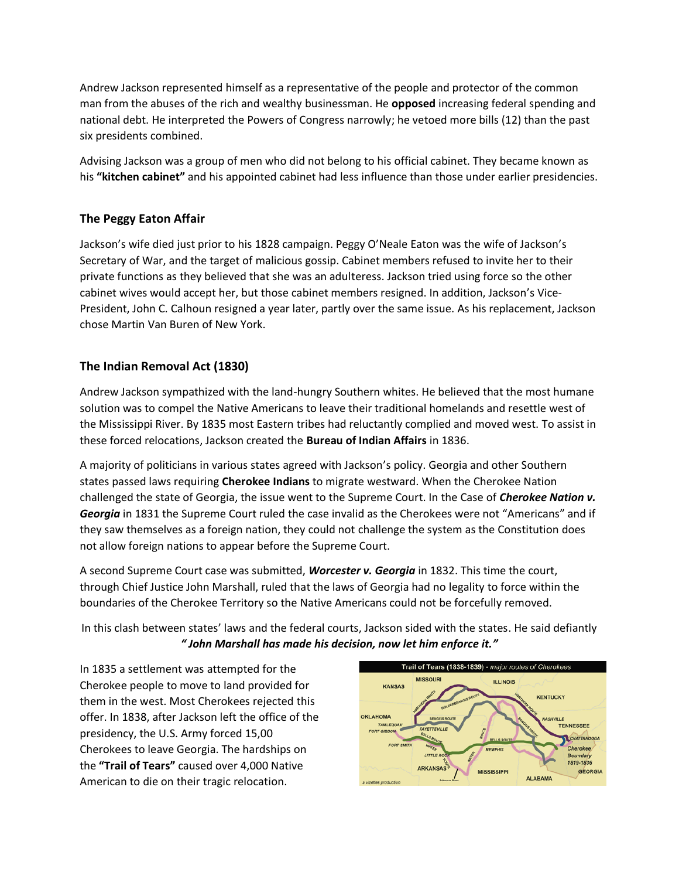Andrew Jackson represented himself as a representative of the people and protector of the common man from the abuses of the rich and wealthy businessman. He **opposed** increasing federal spending and national debt. He interpreted the Powers of Congress narrowly; he vetoed more bills (12) than the past six presidents combined.

Advising Jackson was a group of men who did not belong to his official cabinet. They became known as his **"kitchen cabinet"** and his appointed cabinet had less influence than those under earlier presidencies.

### The Peggy Eaton Affair

Jackson's wife died just prior to his 1828 campaign. Peggy O'Neale Eaton was the wife of Jackson's Secretary of War, and the target of malicious gossip. Cabinet members refused to invite her to their private functions as they believed that she was an adulteress. Jackson tried using force so the other cabinet wives would accept her, but those cabinet members resigned. In addition, Jackson's Vice-President, John C. Calhoun resigned a year later, partly over the same issue. As his replacement, Jackson chose Martin Van Buren of New York.

### The Indian Removal Act (1830)

Andrew Jackson sympathized with the land-hungry Southern whites. He believed that the most humane solution was to compel the Native Americans to leave their traditional homelands and resettle west of the Mississippi River. By 1835 most Eastern tribes had reluctantly complied and moved west. To assist in these forced relocations, Jackson created the **Bureau of Indian Affairs** in 1836.

A majority of politicians in various states agreed with Jackson's policy. Georgia and other Southern states passed laws requiring **Cherokee Indians** to migrate westward. When the Cherokee Nation challenged the state of Georgia, the issue went to the Supreme Court. In the Case of ***Cherokee Nation v. Georgia*** in 1831 the Supreme Court ruled the case invalid as the Cherokees were not "Americans" and if they saw themselves as a foreign nation, they could not challenge the system as the Constitution does not allow foreign nations to appear before the Supreme Court.

A second Supreme Court case was submitted, ***Worcester v. Georgia*** in 1832. This time the court, through Chief Justice John Marshall, ruled that the laws of Georgia had no legality to force within the boundaries of the Cherokee Territory so the Native Americans could not be forcefully removed.

In this clash between states' laws and the federal courts, Jackson sided with the states. He said defiantly ***" John Marshall has made his decision, now let him enforce it."***

In 1835 a settlement was attempted for the Cherokee people to move to land provided for them in the west. Most Cherokees rejected this offer. In 1838, after Jackson left the office of the presidency, the U.S. Army forced 15,00 Cherokees to leave Georgia. The hardships on the **"Trail of Tears"** caused over 4,000 Native American to die on their tragic relocation.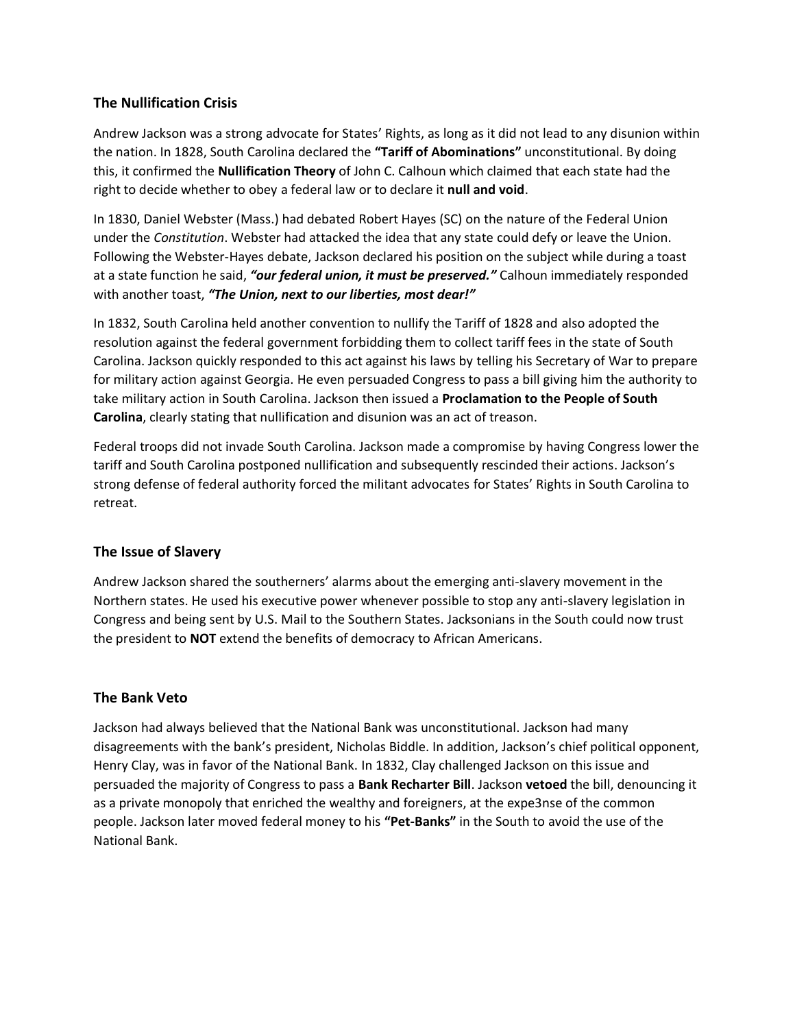## The Nullification Crisis

Andrew Jackson was a strong advocate for States' Rights, as long as it did not lead to any disunion within the nation. In 1828, South Carolina declared the **"Tariff of Abominations"** unconstitutional. By doing this, it confirmed the **Nullification Theory** of John C. Calhoun which claimed that each state had the right to decide whether to obey a federal law or to declare it **null and void**.

In 1830, Daniel Webster (Mass.) had debated Robert Hayes (SC) on the nature of the Federal Union under the *Constitution*. Webster had attacked the idea that any state could defy or leave the Union. Following the Webster-Hayes debate, Jackson declared his position on the subject while during a toast at a state function he said, ***"our federal union, it must be preserved."*** Calhoun immediately responded with another toast, ***"The Union, next to our liberties, most dear!"***

In 1832, South Carolina held another convention to nullify the Tariff of 1828 and also adopted the resolution against the federal government forbidding them to collect tariff fees in the state of South Carolina. Jackson quickly responded to this act against his laws by telling his Secretary of War to prepare for military action against Georgia. He even persuaded Congress to pass a bill giving him the authority to take military action in South Carolina. Jackson then issued a **Proclamation to the People of South Carolina**, clearly stating that nullification and disunion was an act of treason.

Federal troops did not invade South Carolina. Jackson made a compromise by having Congress lower the tariff and South Carolina postponed nullification and subsequently rescinded their actions. Jackson's strong defense of federal authority forced the militant advocates for States' Rights in South Carolina to retreat.

## The Issue of Slavery

Andrew Jackson shared the southerners' alarms about the emerging anti-slavery movement in the Northern states. He used his executive power whenever possible to stop any anti-slavery legislation in Congress and being sent by U.S. Mail to the Southern States. Jacksonians in the South could now trust the president to **NOT** extend the benefits of democracy to African Americans.

## The Bank Veto

Jackson had always believed that the National Bank was unconstitutional. Jackson had many disagreements with the bank's president, Nicholas Biddle. In addition, Jackson's chief political opponent, Henry Clay, was in favor of the National Bank. In 1832, Clay challenged Jackson on this issue and persuaded the majority of Congress to pass a **Bank Recharter Bill**. Jackson **vetoed** the bill, denouncing it as a private monopoly that enriched the wealthy and foreigners, at the expe3nse of the common people. Jackson later moved federal money to his **"Pet-Banks"** in the South to avoid the use of the National Bank.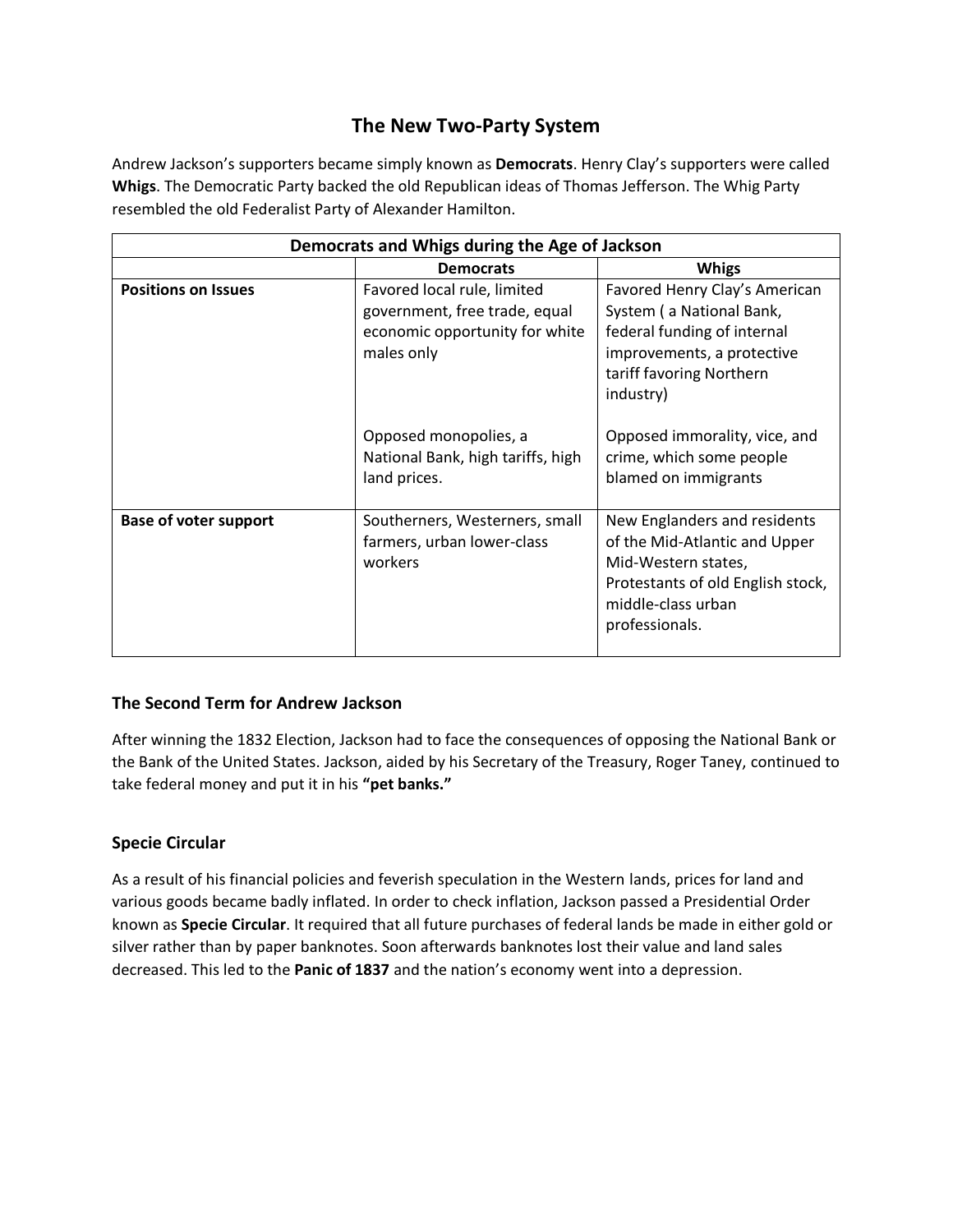# The New Two-Party System

Andrew Jackson's supporters became simply known as **Democrats**. Henry Clay's supporters were called **Whigs**. The Democratic Party backed the old Republican ideas of Thomas Jefferson. The Whig Party resembled the old Federalist Party of Alexander Hamilton.

| Democrats and Whigs during the Age of Jackson | | |
|---|---|---|
| | **Democrats** | **Whigs** |
| **Positions on Issues** | Favored local rule, limited government, free trade, equal economic opportunity for white males only<br><br>Opposed monopolies, a National Bank, high tariffs, high land prices. | Favored Henry Clay's American System ( a National Bank, federal funding of internal improvements, a protective tariff favoring Northern industry)<br><br>Opposed immorality, vice, and crime, which some people blamed on immigrants |
| **Base of voter support** | Southerners, Westerners, small farmers, urban lower-class workers | New Englanders and residents of the Mid-Atlantic and Upper Mid-Western states, Protestants of old English stock, middle-class urban professionals. |

## The Second Term for Andrew Jackson

After winning the 1832 Election, Jackson had to face the consequences of opposing the National Bank or the Bank of the United States. Jackson, aided by his Secretary of the Treasury, Roger Taney, continued to take federal money and put it in his **"pet banks."**

## Specie Circular

As a result of his financial policies and feverish speculation in the Western lands, prices for land and various goods became badly inflated. In order to check inflation, Jackson passed a Presidential Order known as **Specie Circular**. It required that all future purchases of federal lands be made in either gold or silver rather than by paper banknotes. Soon afterwards banknotes lost their value and land sales decreased. This led to the **Panic of 1837** and the nation's economy went into a depression.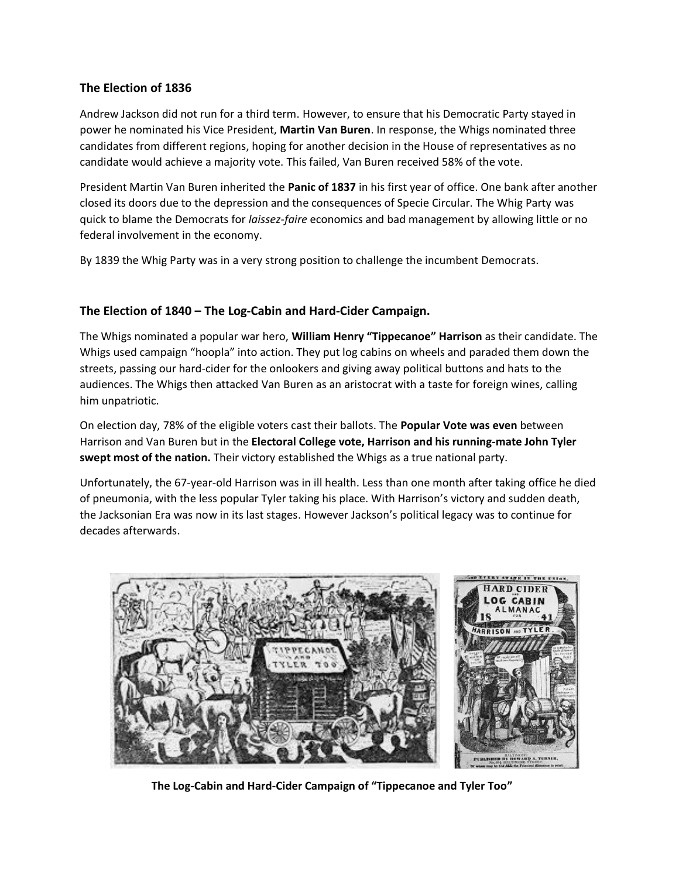## The Election of 1836

Andrew Jackson did not run for a third term. However, to ensure that his Democratic Party stayed in power he nominated his Vice President, **Martin Van Buren**. In response, the Whigs nominated three candidates from different regions, hoping for another decision in the House of representatives as no candidate would achieve a majority vote. This failed, Van Buren received 58% of the vote.

President Martin Van Buren inherited the **Panic of 1837** in his first year of office. One bank after another closed its doors due to the depression and the consequences of Specie Circular. The Whig Party was quick to blame the Democrats for *laissez-faire* economics and bad management by allowing little or no federal involvement in the economy.

By 1839 the Whig Party was in a very strong position to challenge the incumbent Democrats.

## The Election of 1840 – The Log-Cabin and Hard-Cider Campaign.

The Whigs nominated a popular war hero, **William Henry "Tippecanoe" Harrison** as their candidate. The Whigs used campaign "hoopla" into action. They put log cabins on wheels and paraded them down the streets, passing our hard-cider for the onlookers and giving away political buttons and hats to the audiences. The Whigs then attacked Van Buren as an aristocrat with a taste for foreign wines, calling him unpatriotic.

On election day, 78% of the eligible voters cast their ballots. The **Popular Vote was even** between Harrison and Van Buren but in the **Electoral College vote, Harrison and his running-mate John Tyler swept most of the nation.** Their victory established the Whigs as a true national party.

Unfortunately, the 67-year-old Harrison was in ill health. Less than one month after taking office he died of pneumonia, with the less popular Tyler taking his place. With Harrison's victory and sudden death, the Jacksonian Era was now in its last stages. However Jackson's political legacy was to continue for decades afterwards.

**The Log-Cabin and Hard-Cider Campaign of "Tippecanoe and Tyler Too"**